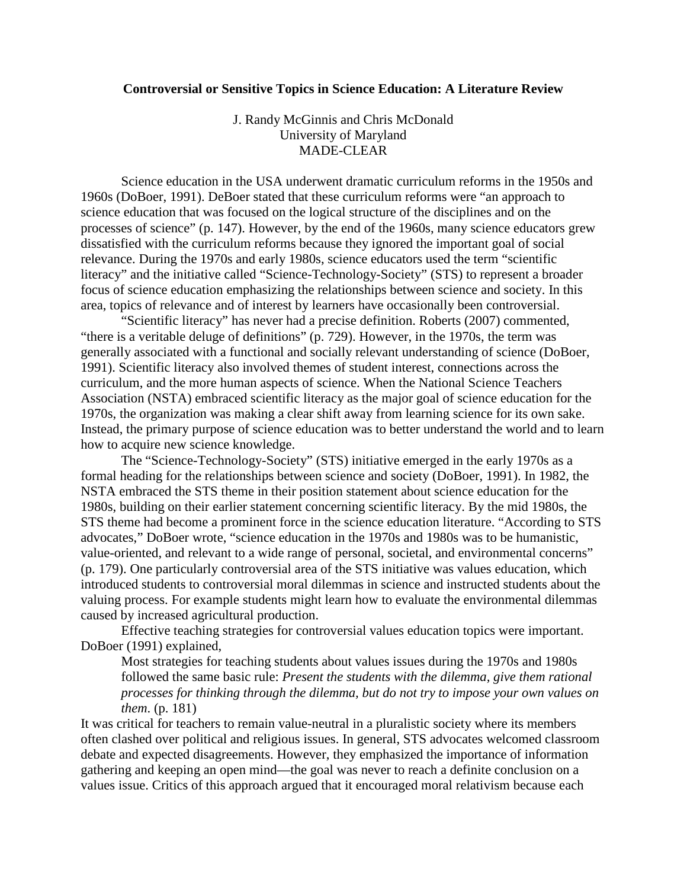# Controversial or Sensitive Topics in Science Education: A Literature Review

J. Randy McGinnis and Chris McDonald
University of Maryland
MADE-CLEAR

Science education in the USA underwent dramatic curriculum reforms in the 1950s and 1960s (DoBoer, 1991). DeBoer stated that these curriculum reforms were "an approach to science education that was focused on the logical structure of the disciplines and on the processes of science" (p. 147). However, by the end of the 1960s, many science educators grew dissatisfied with the curriculum reforms because they ignored the important goal of social relevance. During the 1970s and early 1980s, science educators used the term "scientific literacy" and the initiative called "Science-Technology-Society" (STS) to represent a broader focus of science education emphasizing the relationships between science and society. In this area, topics of relevance and of interest by learners have occasionally been controversial.

"Scientific literacy" has never had a precise definition. Roberts (2007) commented, "there is a veritable deluge of definitions" (p. 729). However, in the 1970s, the term was generally associated with a functional and socially relevant understanding of science (DoBoer, 1991). Scientific literacy also involved themes of student interest, connections across the curriculum, and the more human aspects of science. When the National Science Teachers Association (NSTA) embraced scientific literacy as the major goal of science education for the 1970s, the organization was making a clear shift away from learning science for its own sake. Instead, the primary purpose of science education was to better understand the world and to learn how to acquire new science knowledge.

The "Science-Technology-Society" (STS) initiative emerged in the early 1970s as a formal heading for the relationships between science and society (DoBoer, 1991). In 1982, the NSTA embraced the STS theme in their position statement about science education for the 1980s, building on their earlier statement concerning scientific literacy. By the mid 1980s, the STS theme had become a prominent force in the science education literature. "According to STS advocates," DoBoer wrote, "science education in the 1970s and 1980s was to be humanistic, value-oriented, and relevant to a wide range of personal, societal, and environmental concerns" (p. 179). One particularly controversial area of the STS initiative was values education, which introduced students to controversial moral dilemmas in science and instructed students about the valuing process. For example students might learn how to evaluate the environmental dilemmas caused by increased agricultural production.

Effective teaching strategies for controversial values education topics were important. DoBoer (1991) explained,

> Most strategies for teaching students about values issues during the 1970s and 1980s followed the same basic rule: *Present the students with the dilemma, give them rational processes for thinking through the dilemma, but do not try to impose your own values on them*. (p. 181)

It was critical for teachers to remain value-neutral in a pluralistic society where its members often clashed over political and religious issues. In general, STS advocates welcomed classroom debate and expected disagreements. However, they emphasized the importance of information gathering and keeping an open mind—the goal was never to reach a definite conclusion on a values issue. Critics of this approach argued that it encouraged moral relativism because each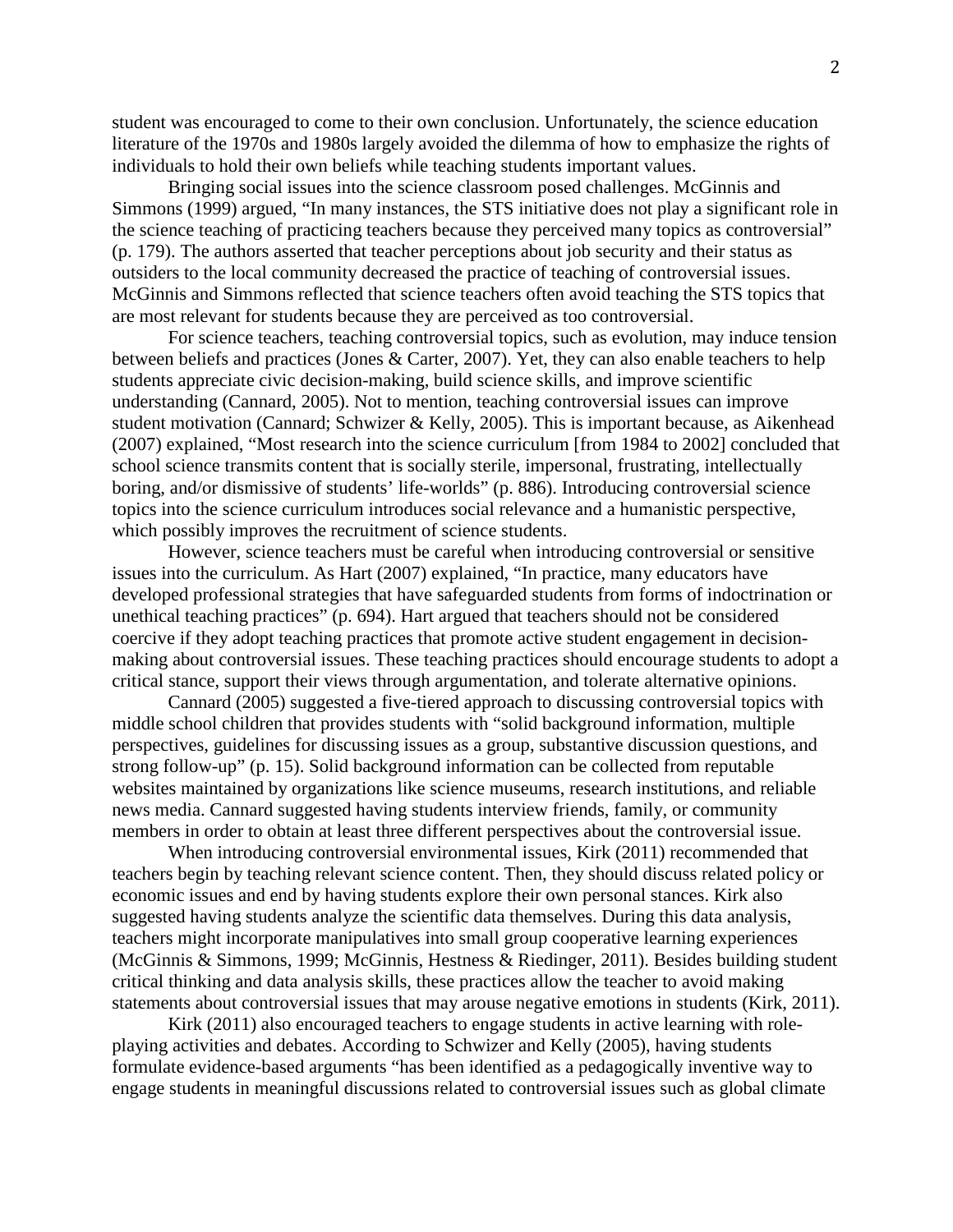student was encouraged to come to their own conclusion. Unfortunately, the science education literature of the 1970s and 1980s largely avoided the dilemma of how to emphasize the rights of individuals to hold their own beliefs while teaching students important values.

Bringing social issues into the science classroom posed challenges. McGinnis and Simmons (1999) argued, "In many instances, the STS initiative does not play a significant role in the science teaching of practicing teachers because they perceived many topics as controversial" (p. 179). The authors asserted that teacher perceptions about job security and their status as outsiders to the local community decreased the practice of teaching of controversial issues. McGinnis and Simmons reflected that science teachers often avoid teaching the STS topics that are most relevant for students because they are perceived as too controversial.

For science teachers, teaching controversial topics, such as evolution, may induce tension between beliefs and practices (Jones & Carter, 2007). Yet, they can also enable teachers to help students appreciate civic decision-making, build science skills, and improve scientific understanding (Cannard, 2005). Not to mention, teaching controversial issues can improve student motivation (Cannard; Schwizer & Kelly, 2005). This is important because, as Aikenhead (2007) explained, "Most research into the science curriculum [from 1984 to 2002] concluded that school science transmits content that is socially sterile, impersonal, frustrating, intellectually boring, and/or dismissive of students' life-worlds" (p. 886). Introducing controversial science topics into the science curriculum introduces social relevance and a humanistic perspective, which possibly improves the recruitment of science students.

However, science teachers must be careful when introducing controversial or sensitive issues into the curriculum. As Hart (2007) explained, "In practice, many educators have developed professional strategies that have safeguarded students from forms of indoctrination or unethical teaching practices" (p. 694). Hart argued that teachers should not be considered coercive if they adopt teaching practices that promote active student engagement in decision-making about controversial issues. These teaching practices should encourage students to adopt a critical stance, support their views through argumentation, and tolerate alternative opinions.

Cannard (2005) suggested a five-tiered approach to discussing controversial topics with middle school children that provides students with "solid background information, multiple perspectives, guidelines for discussing issues as a group, substantive discussion questions, and strong follow-up" (p. 15). Solid background information can be collected from reputable websites maintained by organizations like science museums, research institutions, and reliable news media. Cannard suggested having students interview friends, family, or community members in order to obtain at least three different perspectives about the controversial issue.

When introducing controversial environmental issues, Kirk (2011) recommended that teachers begin by teaching relevant science content. Then, they should discuss related policy or economic issues and end by having students explore their own personal stances. Kirk also suggested having students analyze the scientific data themselves. During this data analysis, teachers might incorporate manipulatives into small group cooperative learning experiences (McGinnis & Simmons, 1999; McGinnis, Hestness & Riedinger, 2011). Besides building student critical thinking and data analysis skills, these practices allow the teacher to avoid making statements about controversial issues that may arouse negative emotions in students (Kirk, 2011).

Kirk (2011) also encouraged teachers to engage students in active learning with role-playing activities and debates. According to Schwizer and Kelly (2005), having students formulate evidence-based arguments "has been identified as a pedagogically inventive way to engage students in meaningful discussions related to controversial issues such as global climate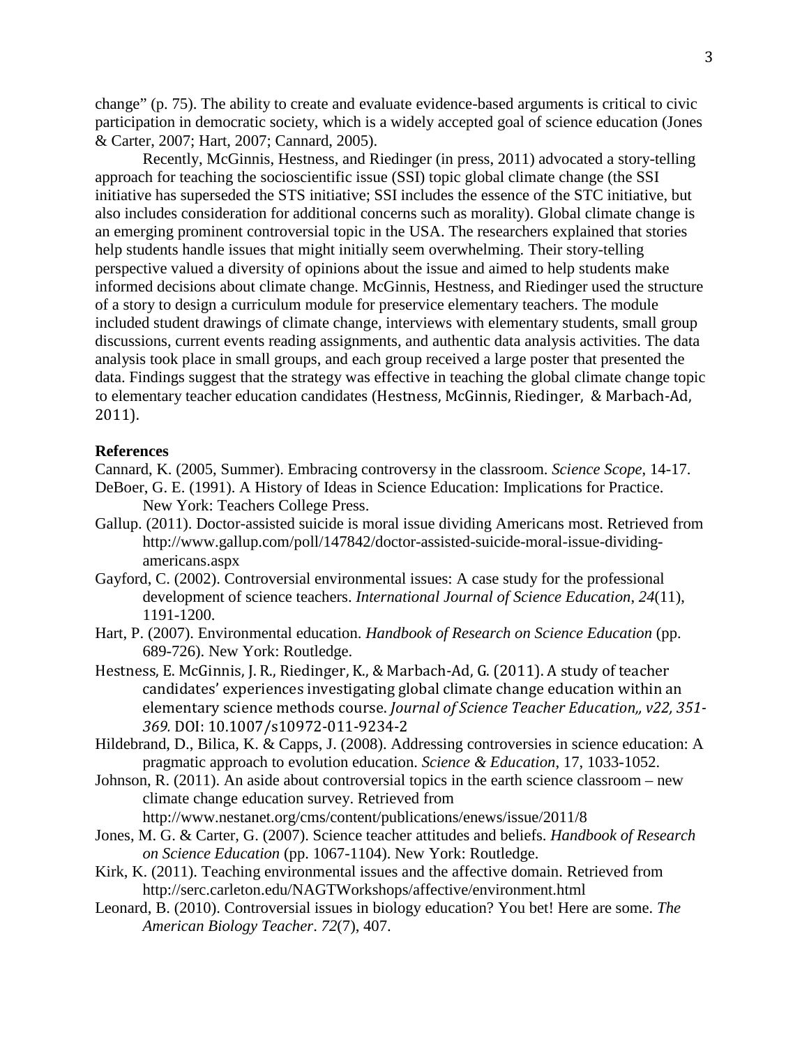change" (p. 75). The ability to create and evaluate evidence-based arguments is critical to civic participation in democratic society, which is a widely accepted goal of science education (Jones & Carter, 2007; Hart, 2007; Cannard, 2005).

Recently, McGinnis, Hestness, and Riedinger (in press, 2011) advocated a story-telling approach for teaching the socioscientific issue (SSI) topic global climate change (the SSI initiative has superseded the STS initiative; SSI includes the essence of the STC initiative, but also includes consideration for additional concerns such as morality). Global climate change is an emerging prominent controversial topic in the USA. The researchers explained that stories help students handle issues that might initially seem overwhelming. Their story-telling perspective valued a diversity of opinions about the issue and aimed to help students make informed decisions about climate change. McGinnis, Hestness, and Riedinger used the structure of a story to design a curriculum module for preservice elementary teachers. The module included student drawings of climate change, interviews with elementary students, small group discussions, current events reading assignments, and authentic data analysis activities. The data analysis took place in small groups, and each group received a large poster that presented the data. Findings suggest that the strategy was effective in teaching the global climate change topic to elementary teacher education candidates (Hestness, McGinnis, Riedinger, & Marbach-Ad, 2011).

**References**

Cannard, K. (2005, Summer). Embracing controversy in the classroom. *Science Scope*, 14-17.

DeBoer, G. E. (1991). A History of Ideas in Science Education: Implications for Practice. New York: Teachers College Press.

Gallup. (2011). Doctor-assisted suicide is moral issue dividing Americans most. Retrieved from http://www.gallup.com/poll/147842/doctor-assisted-suicide-moral-issue-dividing-americans.aspx

Gayford, C. (2002). Controversial environmental issues: A case study for the professional development of science teachers. *International Journal of Science Education*, *24*(11), 1191-1200.

Hart, P. (2007). Environmental education. *Handbook of Research on Science Education* (pp. 689-726). New York: Routledge.

Hestness, E. McGinnis, J. R., Riedinger, K., & Marbach-Ad, G. (2011). A study of teacher candidates' experiences investigating global climate change education within an elementary science methods course. *Journal of Science Teacher Education,, v22, 351-369.* DOI: 10.1007/s10972-011-9234-2

Hildebrand, D., Bilica, K. & Capps, J. (2008). Addressing controversies in science education: A pragmatic approach to evolution education. *Science & Education*, 17, 1033-1052.

Johnson, R. (2011). An aside about controversial topics in the earth science classroom – new climate change education survey. Retrieved from http://www.nestanet.org/cms/content/publications/enews/issue/2011/8

Jones, M. G. & Carter, G. (2007). Science teacher attitudes and beliefs. *Handbook of Research on Science Education* (pp. 1067-1104). New York: Routledge.

Kirk, K. (2011). Teaching environmental issues and the affective domain. Retrieved from http://serc.carleton.edu/NAGTWorkshops/affective/environment.html

Leonard, B. (2010). Controversial issues in biology education? You bet! Here are some. *The American Biology Teacher*. *72*(7), 407.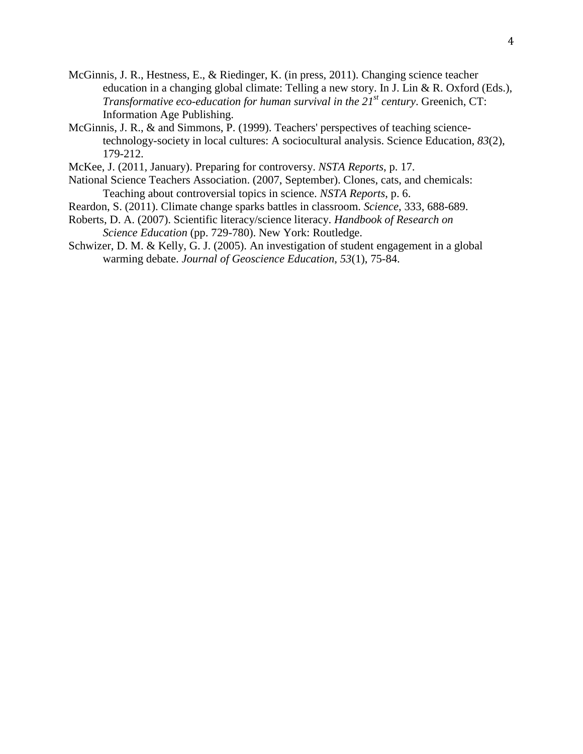McGinnis, J. R., Hestness, E., & Riedinger, K. (in press, 2011). Changing science teacher education in a changing global climate: Telling a new story. In J. Lin & R. Oxford (Eds.), *Transformative eco-education for human survival in the 21st century*. Greenich, CT: Information Age Publishing.

McGinnis, J. R., & and Simmons, P. (1999). Teachers' perspectives of teaching science-technology-society in local cultures: A sociocultural analysis. Science Education, *83*(2), 179-212.

McKee, J. (2011, January). Preparing for controversy. *NSTA Reports*, p. 17.

National Science Teachers Association. (2007, September). Clones, cats, and chemicals: Teaching about controversial topics in science. *NSTA Reports*, p. 6.

Reardon, S. (2011). Climate change sparks battles in classroom. *Science*, 333, 688-689.

Roberts, D. A. (2007). Scientific literacy/science literacy. *Handbook of Research on Science Education* (pp. 729-780). New York: Routledge.

Schwizer, D. M. & Kelly, G. J. (2005). An investigation of student engagement in a global warming debate. *Journal of Geoscience Education*, *53*(1), 75-84.